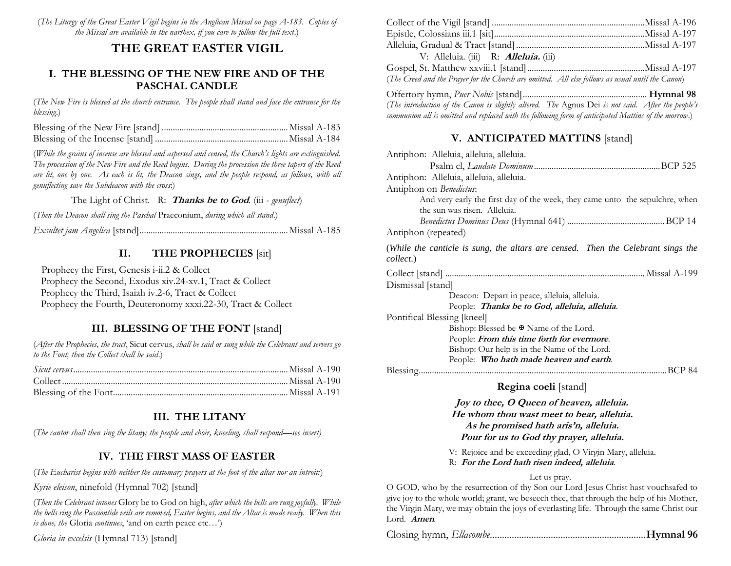(*The Liturgy of the Great Easter Vigil begins in the Anglican Missal on page A-183. Copies of the Missal are available in the narthex, if you care to follow the full text.*)

# THE GREAT EASTER VIGIL

## I. THE BLESSING OF THE NEW FIRE AND OF THE PASCHAL CANDLE

(*The New Fire is blessed at the church entrance. The people shall stand and face the entrance for the blessing.*)

Blessing of the New Fire [stand] .......... Missal A-183
Blessing of the Incense [stand] .......... Missal A-184

(*While the grains of incense are blessed and aspersed and censed, the Church's lights are extinguished. The procession of the New Fire and the Reed begins. During the procession the three tapers of the Reed are lit, one by one. As each is lit, the Deacon sings, and the people respond, as follows, with all genuflecting save the Subdeacon with the cross:*)

The Light of Christ. R: ***Thanks be to God***. (iii - *genuflect*)

(*Then the Deacon shall sing the Paschal* Praeconium, *during which all stand.*)

*Exsultet jam Angelica* [stand] .......... Missal A-185

## II. THE PROPHECIES [sit]

Prophecy the First, Genesis i-ii.2 & Collect
Prophecy the Second, Exodus xiv.24-xv.1, Tract & Collect
Prophecy the Third, Isaiah iv.2-6, Tract & Collect
Prophecy the Fourth, Deuteronomy xxxi.22-30, Tract & Collect

## III. BLESSING OF THE FONT [stand]

(*After the Prophecies, the tract*, Sicut cervus, *shall be said or sung while the Celebrant and servers go to the Font; then the Collect shall be said.*)

*Sicut cervus* .......... Missal A-190
Collect .......... Missal A-190
Blessing of the Font .......... Missal A-191

## III. THE LITANY

(*The cantor shall then sing the litany; the people and choir, kneeling, shall respond—see insert*)

## IV. THE FIRST MASS OF EASTER

(*The Eucharist begins with neither the customary prayers at the foot of the altar nor an introit:*)

*Kyrie eleison*, ninefold (Hymnal 702) [stand]

(*Then the Celebrant intones* Glory be to God on high, *after which the bells are rung joyfully. While the bells ring the Passiontide veils are removed, Easter begins, and the Altar is made ready. When this is done, the* Gloria *continues*, 'and on earth peace etc…')

*Gloria in excelsis* (Hymnal 713) [stand]

Collect of the Vigil [stand] .......... Missal A-196
Epistle, Colossians iii.1 [sit] .......... Missal A-197
Alleluia, Gradual & Tract [stand] .......... Missal A-197
V: Alleluia. (iii) R: ***Alleluia.*** (iii)
Gospel, St. Matthew xxviii.1 [stand] .......... Missal A-197
(*The Creed and the Prayer for the Church are omitted. All else follows as usual until the Canon*)

Offertory hymn, *Puer Nobis* [stand] .......... **Hymnal 98**
(*The introduction of the Canon is slightly altered. The* Agnus Dei *is not said. After the people's communion all is omitted and replaced with the following form of anticipated Mattins of the morrow.*)

## V. ANTICIPATED MATTINS [stand]

Antiphon: Alleluia, alleluia, alleluia.
Psalm cl, *Laudate Dominum* .......... BCP 525
Antiphon: Alleluia, alleluia, alleluia.
Antiphon on *Benedictus*:
And very early the first day of the week, they came unto the sepulchre, when the sun was risen. Alleluia.
*Benedictus Dominus Deus* (Hymnal 641) .......... BCP 14
Antiphon (repeated)

(*While the canticle is sung, the altars are censed. Then the Celebrant sings the collect.*)

Collect [stand] .......... Missal A-199
Dismissal [stand]
Deacon: Depart in peace, alleluia, alleluia.
People: ***Thanks be to God, alleluia, alleluia***.
Pontifical Blessing [kneel]
Bishop: Blessed be ✠ Name of the Lord.
People: ***From this time forth for evermore***.
Bishop: Our help is in the Name of the Lord.
People: ***Who hath made heaven and earth***.
Blessing .......... BCP 84

### Regina coeli [stand]

***Joy to thee, O Queen of heaven, alleluia.***
***He whom thou wast meet to bear, alleluia.***
***As he promised hath aris'n, alleluia.***
***Pour for us to God thy prayer, alleluia.***

V: Rejoice and be exceeding glad, O Virgin Mary, alleluia.
R: ***For the Lord hath risen indeed, alleluia***.

Let us pray.

O GOD, who by the resurrection of thy Son our Lord Jesus Christ hast vouchsafed to give joy to the whole world; grant, we beseech thee, that through the help of his Mother, the Virgin Mary, we may obtain the joys of everlasting life. Through the same Christ our Lord. ***Amen***.

Closing hymn, *Ellacombe* .......... **Hymnal 96**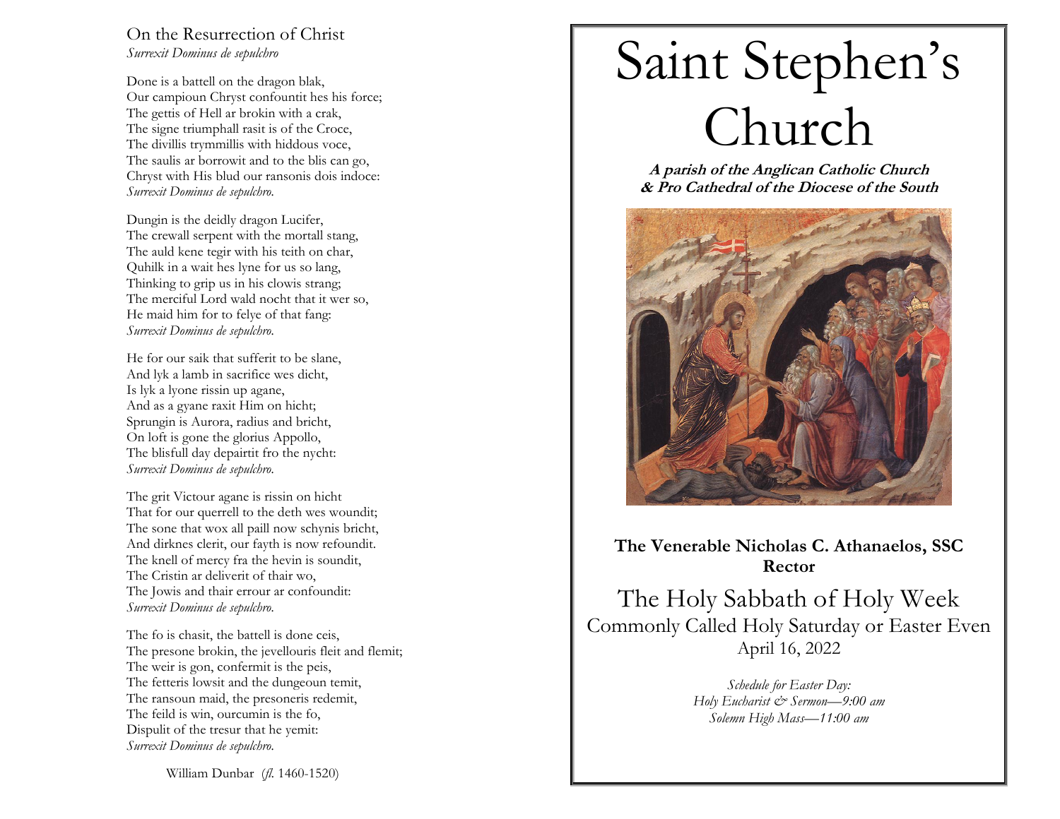On the Resurrection of Christ
*Surrexit Dominus de sepulchro*

Done is a battell on the dragon blak,
Our campioun Chryst confountit hes his force;
The gettis of Hell ar brokin with a crak,
The signe triumphall rasit is of the Croce,
The divillis trymmillis with hiddous voce,
The saulis ar borrowit and to the blis can go,
Chryst with His blud our ransonis dois indoce:
*Surrexit Dominus de sepulchro.*

Dungin is the deidly dragon Lucifer,
The crewall serpent with the mortall stang,
The auld kene tegir with his teith on char,
Quhilk in a wait hes lyne for us so lang,
Thinking to grip us in his clowis strang;
The merciful Lord wald nocht that it wer so,
He maid him for to felye of that fang:
*Surrexit Dominus de sepulchro.*

He for our saik that sufferit to be slane,
And lyk a lamb in sacrifice wes dicht,
Is lyk a lyone rissin up agane,
And as a gyane raxit Him on hicht;
Sprungin is Aurora, radius and bricht,
On loft is gone the glorius Appollo,
The blisfull day depairtit fro the nycht:
*Surrexit Dominus de sepulchro.*

The grit Victour agane is rissin on hicht
That for our querrell to the deth wes woundit;
The sone that wox all paill now schynis bricht,
And dirknes clerit, our fayth is now refoundit.
The knell of mercy fra the hevin is soundit,
The Cristin ar deliverit of thair wo,
The Jowis and thair errour ar confoundit:
*Surrexit Dominus de sepulchro.*

The fo is chasit, the battell is done ceis,
The presone brokin, the jevellouris fleit and flemit;
The weir is gon, confermit is the peis,
The fetteris lowsit and the dungeoun temit,
The ransoun maid, the presoneris redemit,
The feild is win, ourcumin is the fo,
Dispulit of the tresur that he yemit:
*Surrexit Dominus de sepulchro.*

William Dunbar (*fl.* 1460-1520)

# Saint Stephen's Church

***A parish of the Anglican Catholic Church***
***& Pro Cathedral of the Diocese of the South***

**The Venerable Nicholas C. Athanaelos, SSC**
**Rector**

## The Holy Sabbath of Holy Week
Commonly Called Holy Saturday or Easter Even
April 16, 2022

*Schedule for Easter Day:*
*Holy Eucharist & Sermon—9:00 am*
*Solemn High Mass—11:00 am*